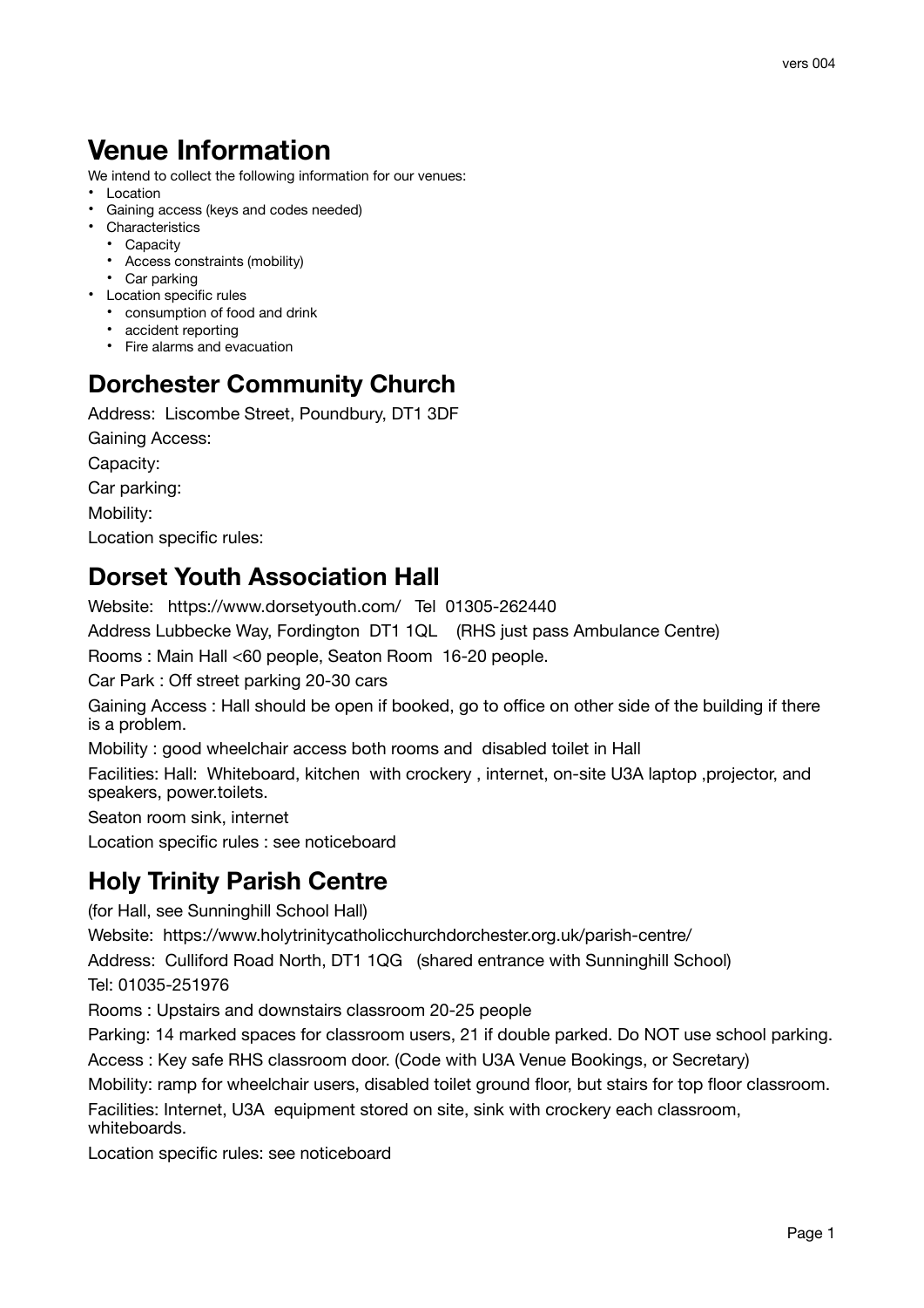# Venue Information

We intend to collect the following information for our venues:

- Location
- Gaining access (keys and codes needed)
- Characteristics
  - Capacity
  - Access constraints (mobility)
  - Car parking
- Location specific rules
  - consumption of food and drink
  - accident reporting
  - Fire alarms and evacuation

## Dorchester Community Church

Address: Liscombe Street, Poundbury, DT1 3DF

Gaining Access:

Capacity:

Car parking:

Mobility:

Location specific rules:

## Dorset Youth Association Hall

Website: https://www.dorsetyouth.com/ Tel 01305-262440

Address Lubbecke Way, Fordington DT1 1QL (RHS just pass Ambulance Centre)

Rooms : Main Hall <60 people, Seaton Room 16-20 people.

Car Park : Off street parking 20-30 cars

Gaining Access : Hall should be open if booked, go to office on other side of the building if there is a problem.

Mobility : good wheelchair access both rooms and disabled toilet in Hall

Facilities: Hall: Whiteboard, kitchen with crockery , internet, on-site U3A laptop ,projector, and speakers, power.toilets.

Seaton room sink, internet

Location specific rules : see noticeboard

## Holy Trinity Parish Centre

(for Hall, see Sunninghill School Hall)

Website: https://www.holytrinitycatholicchurchdorchester.org.uk/parish-centre/

Address: Culliford Road North, DT1 1QG (shared entrance with Sunninghill School)

Tel: 01035-251976

Rooms : Upstairs and downstairs classroom 20-25 people

Parking: 14 marked spaces for classroom users, 21 if double parked. Do NOT use school parking.

Access : Key safe RHS classroom door. (Code with U3A Venue Bookings, or Secretary)

Mobility: ramp for wheelchair users, disabled toilet ground floor, but stairs for top floor classroom.

Facilities: Internet, U3A equipment stored on site, sink with crockery each classroom, whiteboards.

Location specific rules: see noticeboard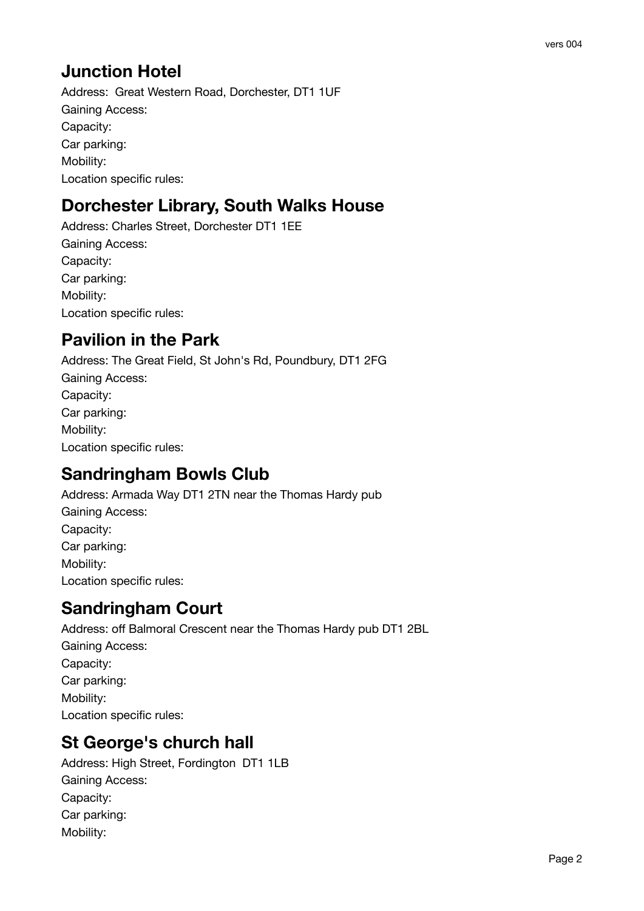## Junction Hotel

Address: Great Western Road, Dorchester, DT1 1UF

Gaining Access:

Capacity:

Car parking:

Mobility:

Location specific rules:

## Dorchester Library, South Walks House

Address: Charles Street, Dorchester DT1 1EE

Gaining Access:

Capacity:

Car parking:

Mobility:

Location specific rules:

## Pavilion in the Park

Address: The Great Field, St John's Rd, Poundbury, DT1 2FG

Gaining Access:

Capacity:

Car parking:

Mobility:

Location specific rules:

## Sandringham Bowls Club

Address: Armada Way DT1 2TN near the Thomas Hardy pub

Gaining Access:

Capacity:

Car parking:

Mobility:

Location specific rules:

## Sandringham Court

Address: off Balmoral Crescent near the Thomas Hardy pub DT1 2BL

Gaining Access:

Capacity:

Car parking:

Mobility:

Location specific rules:

## St George's church hall

Address: High Street, Fordington DT1 1LB

Gaining Access:

Capacity:

Car parking:

Mobility: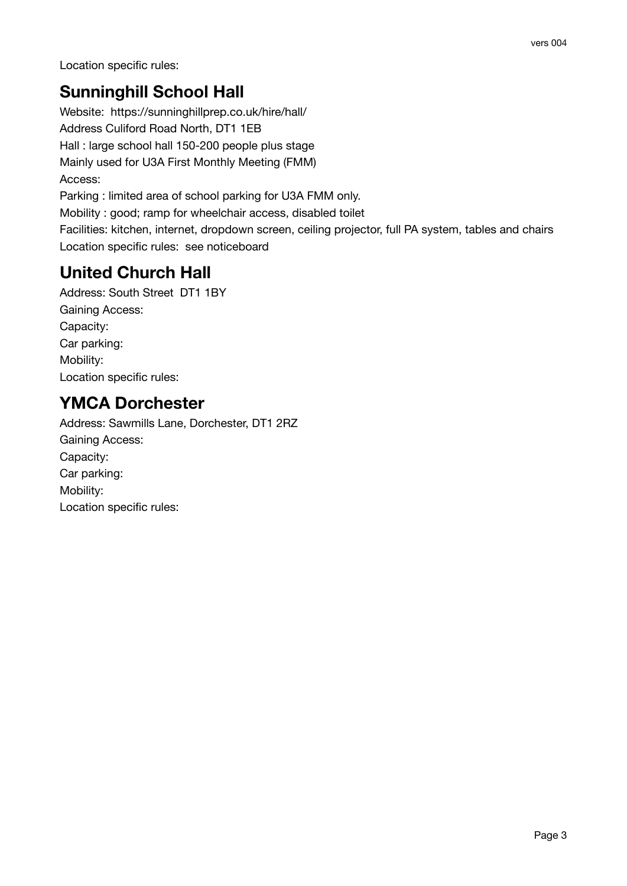Location specific rules:

## Sunninghill School Hall

Website: https://sunninghillprep.co.uk/hire/hall/
Address Culiford Road North, DT1 1EB
Hall : large school hall 150-200 people plus stage
Mainly used for U3A First Monthly Meeting (FMM)
Access:
Parking : limited area of school parking for U3A FMM only.
Mobility : good; ramp for wheelchair access, disabled toilet
Facilities: kitchen, internet, dropdown screen, ceiling projector, full PA system, tables and chairs
Location specific rules: see noticeboard

## United Church Hall

Address: South Street DT1 1BY
Gaining Access:
Capacity:
Car parking:
Mobility:
Location specific rules:

## YMCA Dorchester

Address: Sawmills Lane, Dorchester, DT1 2RZ
Gaining Access:
Capacity:
Car parking:
Mobility:
Location specific rules: